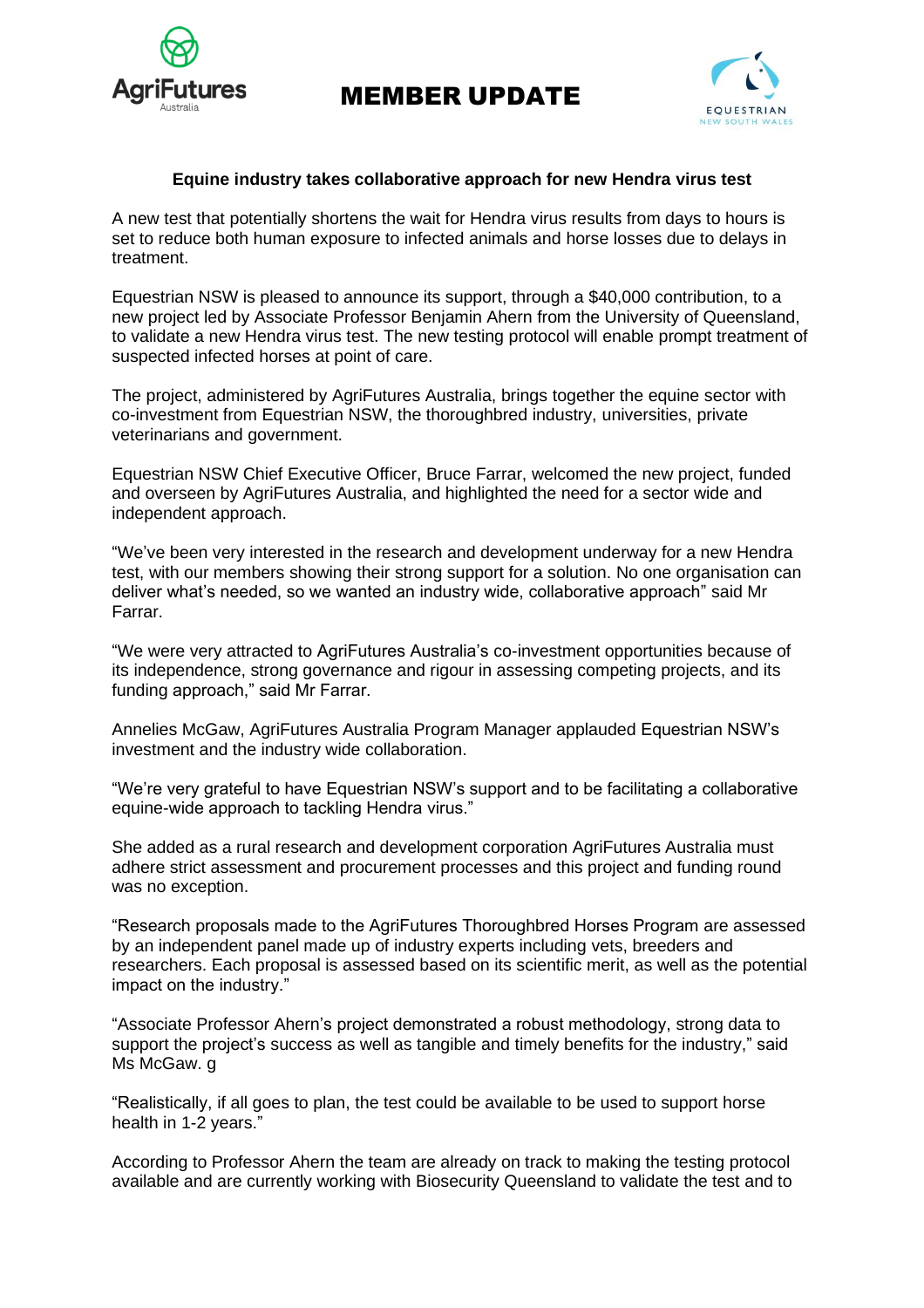# MEMBER UPDATE

**Equine industry takes collaborative approach for new Hendra virus test**

A new test that potentially shortens the wait for Hendra virus results from days to hours is set to reduce both human exposure to infected animals and horse losses due to delays in treatment.

Equestrian NSW is pleased to announce its support, through a $40,000 contribution, to a new project led by Associate Professor Benjamin Ahern from the University of Queensland, to validate a new Hendra virus test. The new testing protocol will enable prompt treatment of suspected infected horses at point of care.

The project, administered by AgriFutures Australia, brings together the equine sector with co-investment from Equestrian NSW, the thoroughbred industry, universities, private veterinarians and government.

Equestrian NSW Chief Executive Officer, Bruce Farrar, welcomed the new project, funded and overseen by AgriFutures Australia, and highlighted the need for a sector wide and independent approach.

"We've been very interested in the research and development underway for a new Hendra test, with our members showing their strong support for a solution. No one organisation can deliver what's needed, so we wanted an industry wide, collaborative approach" said Mr Farrar.

"We were very attracted to AgriFutures Australia's co-investment opportunities because of its independence, strong governance and rigour in assessing competing projects, and its funding approach," said Mr Farrar.

Annelies McGaw, AgriFutures Australia Program Manager applauded Equestrian NSW's investment and the industry wide collaboration.

"We're very grateful to have Equestrian NSW's support and to be facilitating a collaborative equine-wide approach to tackling Hendra virus."

She added as a rural research and development corporation AgriFutures Australia must adhere strict assessment and procurement processes and this project and funding round was no exception.

"Research proposals made to the AgriFutures Thoroughbred Horses Program are assessed by an independent panel made up of industry experts including vets, breeders and researchers. Each proposal is assessed based on its scientific merit, as well as the potential impact on the industry."

"Associate Professor Ahern's project demonstrated a robust methodology, strong data to support the project's success as well as tangible and timely benefits for the industry," said Ms McGaw. g

"Realistically, if all goes to plan, the test could be available to be used to support horse health in 1-2 years."

According to Professor Ahern the team are already on track to making the testing protocol available and are currently working with Biosecurity Queensland to validate the test and to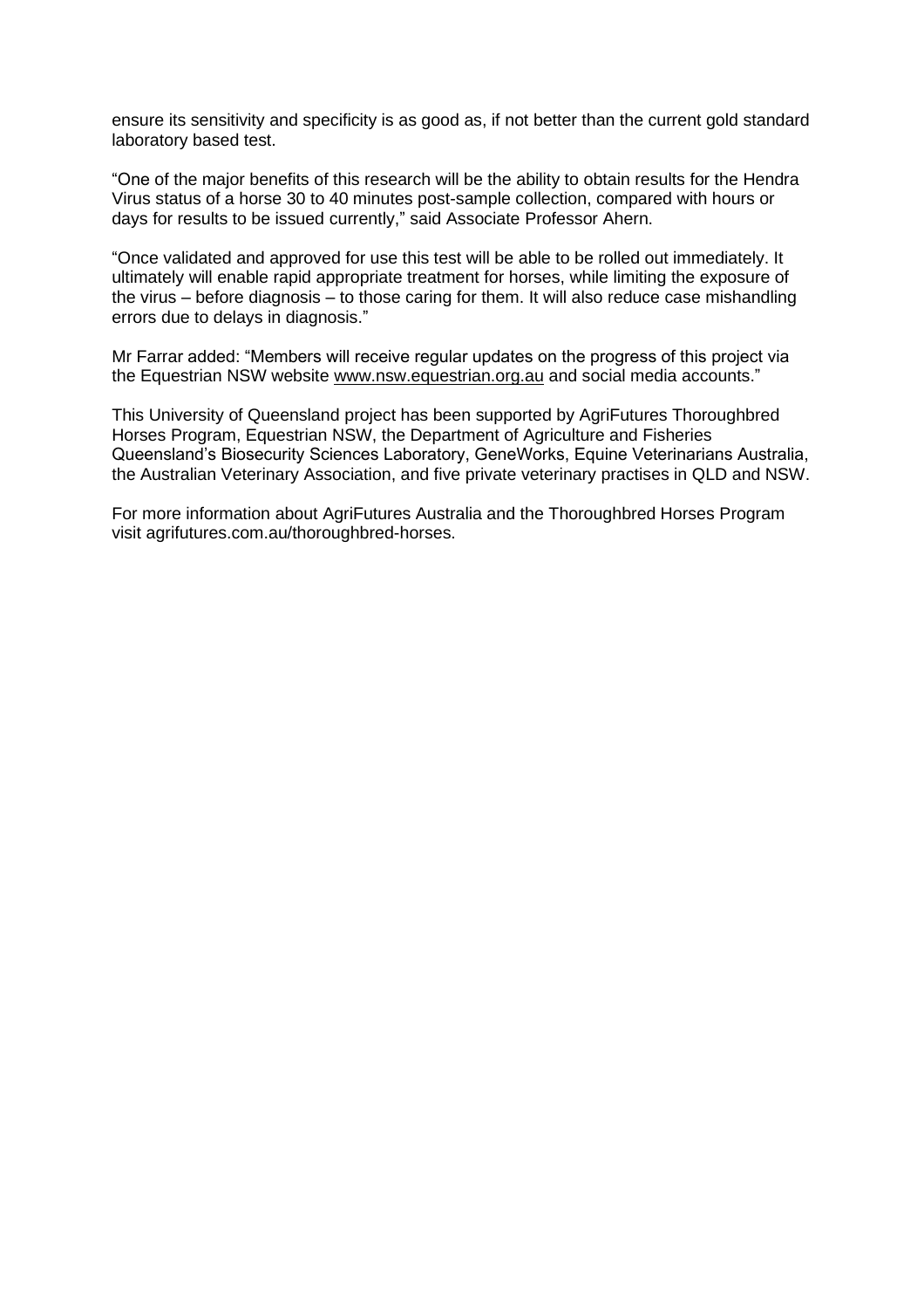ensure its sensitivity and specificity is as good as, if not better than the current gold standard laboratory based test.

“One of the major benefits of this research will be the ability to obtain results for the Hendra Virus status of a horse 30 to 40 minutes post-sample collection, compared with hours or days for results to be issued currently,” said Associate Professor Ahern.

“Once validated and approved for use this test will be able to be rolled out immediately. It ultimately will enable rapid appropriate treatment for horses, while limiting the exposure of the virus – before diagnosis – to those caring for them. It will also reduce case mishandling errors due to delays in diagnosis.”

Mr Farrar added: “Members will receive regular updates on the progress of this project via the Equestrian NSW website www.nsw.equestrian.org.au and social media accounts.”

This University of Queensland project has been supported by AgriFutures Thoroughbred Horses Program, Equestrian NSW, the Department of Agriculture and Fisheries Queensland’s Biosecurity Sciences Laboratory, GeneWorks, Equine Veterinarians Australia, the Australian Veterinary Association, and five private veterinary practises in QLD and NSW.

For more information about AgriFutures Australia and the Thoroughbred Horses Program visit agrifutures.com.au/thoroughbred-horses.